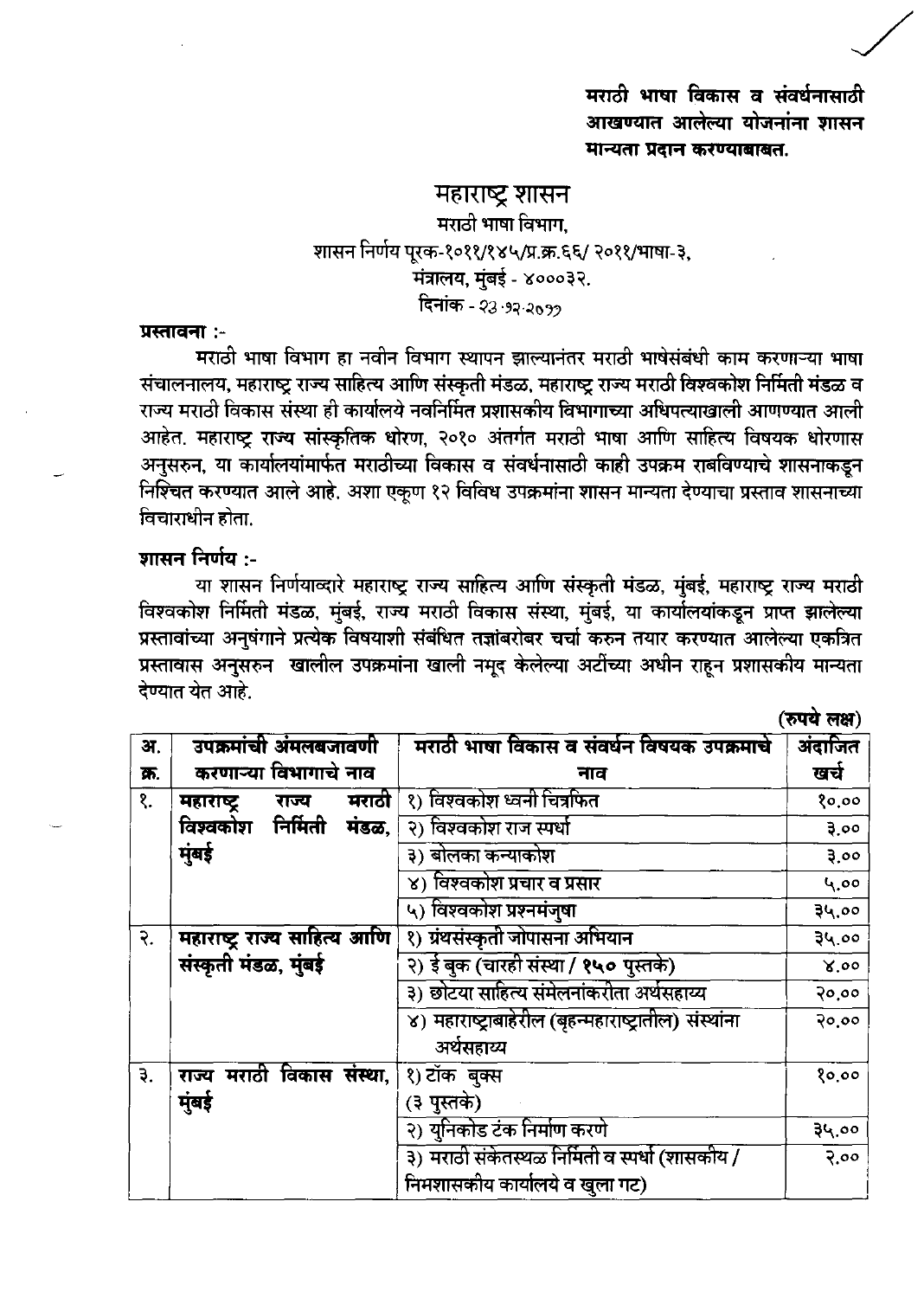**मराठी भाषा विकास व संवर्धनासाठी आखण्यात आलेल्या योजनांना शासन मान्यता प्रदान करण्याबाबत.**

# महाराष्ट्र शासन

मराठी भाषा विभाग,
शासन निर्णय पूरक-१०११/१४५/प्र.क्र.६६/ २०११/भाषा-३,
मंत्रालय, मुंबई - ४०००३२.
दिनांक - २३.१२.२०११

**प्रस्तावना :-**

मराठी भाषा विभाग हा नवीन विभाग स्थापन झाल्यानंतर मराठी भाषेसंबंधी काम करणाऱ्या भाषा संचालनालय, महाराष्ट्र राज्य साहित्य आणि संस्कृती मंडळ, महाराष्ट्र राज्य मराठी विश्वकोश निर्मिती मंडळ व राज्य मराठी विकास संस्था ही कार्यालये नवनिर्मित प्रशासकीय विभागाच्या अधिपत्याखाली आणण्यात आली आहेत. महाराष्ट्र राज्य सांस्कृतिक धोरण, २०१० अंतर्गत मराठी भाषा आणि साहित्य विषयक धोरणास अनुसरुन, या कार्यालयांमार्फत मराठीच्या विकास व संवर्धनासाठी काही उपक्रम राबविण्याचे शासनाकडून निश्चित करण्यात आले आहे. अशा एकूण १२ विविध उपक्रमांना शासन मान्यता देण्याचा प्रस्ताव शासनाच्या विचाराधीन होता.

**शासन निर्णय :-**

या शासन निर्णयाव्दारे महाराष्ट्र राज्य साहित्य आणि संस्कृती मंडळ, मुंबई, महाराष्ट्र राज्य मराठी विश्वकोश निर्मिती मंडळ, मुंबई, राज्य मराठी विकास संस्था, मुंबई, या कार्यालयांकडून प्राप्त झालेल्या प्रस्तावांच्या अनुषंगाने प्रत्येक विषयाशी संबंधित तज्ञांबरोबर चर्चा करुन तयार करण्यात आलेल्या एकत्रित प्रस्तावास अनुसरुन खालील उपक्रमांना खाली नमूद केलेल्या अटींच्या अधीन राहून प्रशासकीय मान्यता देण्यात येत आहे.

(रुपये लक्ष)

| अ. क्र. | उपक्रमांची अंमलबजावणी करणाऱ्या विभागाचे नाव | मराठी भाषा विकास व संवर्धन विषयक उपक्रमाचे नाव | अंदाजित खर्च |
|---|---|---|---|
| १. | **महाराष्ट्र राज्य मराठी विश्वकोश निर्मिती मंडळ, मुंबई** | १) विश्वकोश ध्वनी चित्रफित | १०.०० |
| | | २) विश्वकोश राज स्पर्धा | ३.०० |
| | | ३) बोलका कन्याकोश | ३.०० |
| | | ४) विश्वकोश प्रचार व प्रसार | ५.०० |
| | | ५) विश्वकोश प्रश्नमंजुषा | ३५.०० |
| २. | **महाराष्ट्र राज्य साहित्य आणि संस्कृती मंडळ, मुंबई** | १) ग्रंथसंस्कृती जोपासना अभियान | ३५.०० |
| | | २) ई बुक (चारही संस्था / १५० पुस्तके) | ४.०० |
| | | ३) छोटया साहित्य संमेलनांकरीता अर्थसहाय्य | २०.०० |
| | | ४) महाराष्ट्राबाहेरील (बृहन्महाराष्ट्रातील) संस्थांना अर्थसहाय्य | २०.०० |
| ३. | **राज्य मराठी विकास संस्था, मुंबई** | १) टॉक बुक्स (३ पुस्तके) | १०.०० |
| | | २) युनिकोड टंक निर्माण करणे | ३५.०० |
| | | ३) मराठी संकेतस्थळ निर्मिती व स्पर्धा (शासकीय / निमशासकीय कार्यालये व खुला गट) | २.०० |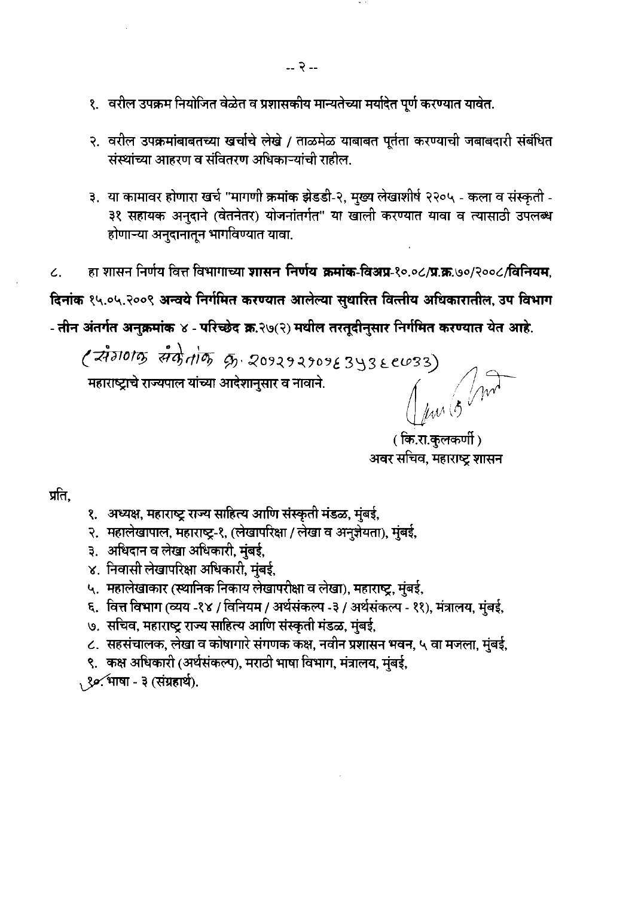१. वरील उपक्रम नियोजित वेळेत व प्रशासकीय मान्यतेच्या मर्यादेत पूर्ण करण्यात यावेत.

२. वरील उपक्रमांबाबतच्या खर्चाचे लेखे / ताळमेळ याबाबत पूर्तता करण्याची जबाबदारी संबंधित संस्थांच्या आहरण व संवितरण अधिकाऱ्यांची राहील.

३. या कामावर होणारा खर्च "मागणी क्रमांक झेडडी-२, मुख्य लेखाशीर्ष २२०५ - कला व संस्कृती - ३१ सहायक अनुदाने (वेतनेतर) योजनांतर्गत" या खाली करण्यात यावा व त्यासाठी उपलब्ध होणाऱ्या अनुदानातून भागविण्यात यावा.

८. हा शासन निर्णय वित्त विभागाच्या **शासन निर्णय क्रमांक-विअप्र-१०.०८/प्र.क्र.७०/२००८/विनियम, दिनांक १५.०५.२००९ अन्वये निर्गमित करण्यात आलेल्या सुधारित वित्तीय अधिकारातील, उप विभाग - तीन अंतर्गत अनुक्रमांक ४ - परिच्छेद क्र.२७(२) मधील तरतूदीनुसार निर्गमित करण्यात येत आहे.**

(संगणक संकेतांक क्र. २०१२१२१०१६३५३६८०३३)

महाराष्ट्राचे राज्यपाल यांच्या आदेशानुसार व नावाने.

( कि.रा.कुलकर्णी )
अवर सचिव, महाराष्ट्र शासन

प्रति,

१. अध्यक्ष, महाराष्ट्र राज्य साहित्य आणि संस्कृती मंडळ, मुंबई,
२. महालेखापाल, महाराष्ट्र-१, (लेखापरिक्षा / लेखा व अनुज्ञेयता), मुंबई,
३. अधिदान व लेखा अधिकारी, मुंबई,
४. निवासी लेखापरिक्षा अधिकारी, मुंबई,
५. महालेखाकार (स्थानिक निकाय लेखापरीक्षा व लेखा), महाराष्ट्र, मुंबई,
६. वित्त विभाग (व्यय -१४ / विनियम / अर्थसंकल्प -३ / अर्थसंकल्प - ११), मंत्रालय, मुंबई,
७. सचिव, महाराष्ट्र राज्य साहित्य आणि संस्कृती मंडळ, मुंबई,
८. सहसंचालक, लेखा व कोषागारे संगणक कक्ष, नवीन प्रशासन भवन, ५ वा मजला, मुंबई,
९. कक्ष अधिकारी (अर्थसंकल्प), मराठी भाषा विभाग, मंत्रालय, मुंबई,
१०. भाषा - ३ (संग्रहार्थ).